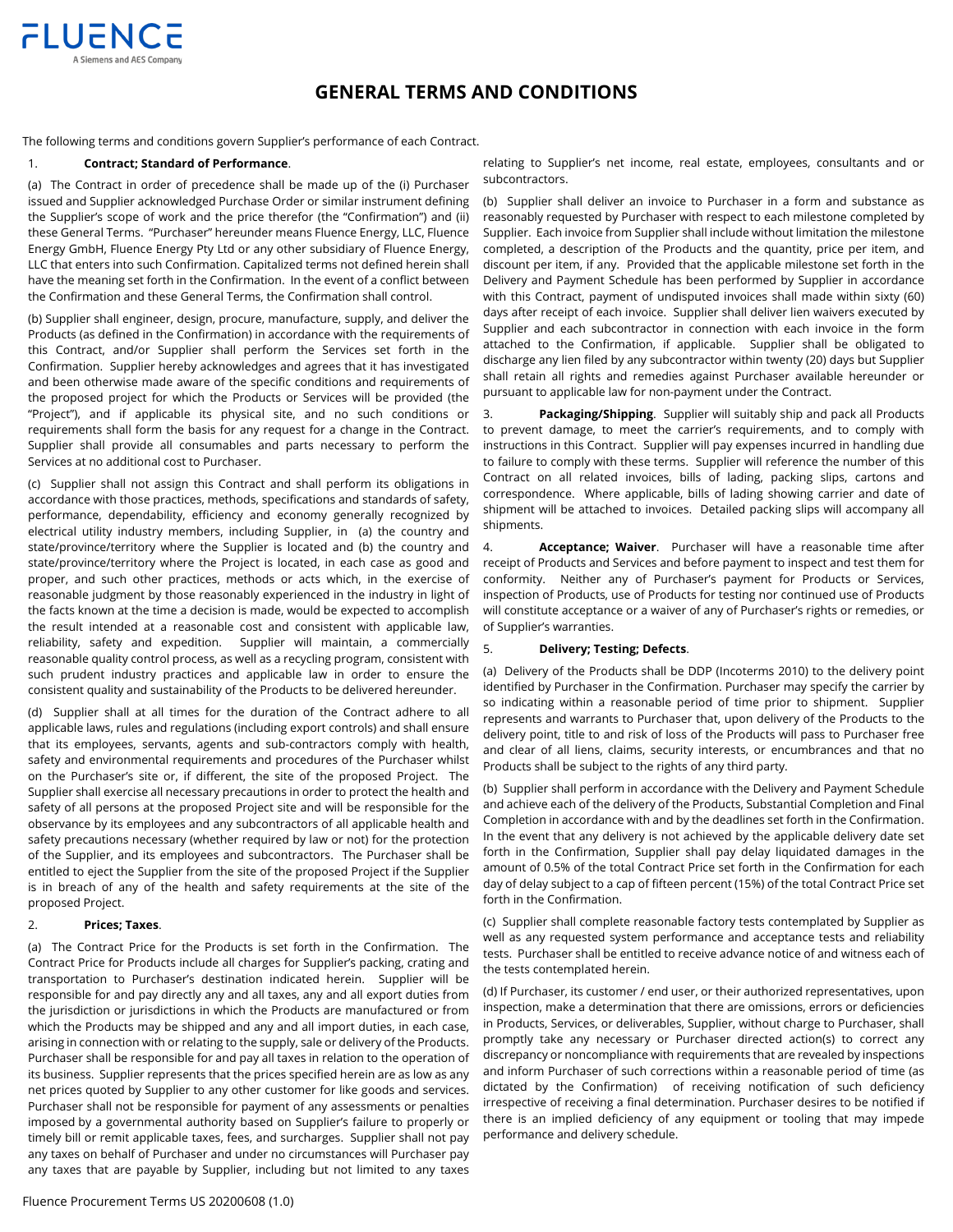# GENERAL TERMS AND CONDITIONS

The following terms and conditions govern Supplier's performance of each Contract.

1. **Contract; Standard of Performance**.

(a) The Contract in order of precedence shall be made up of the (i) Purchaser issued and Supplier acknowledged Purchase Order or similar instrument defining the Supplier's scope of work and the price therefor (the "Confirmation") and (ii) these General Terms. "Purchaser" hereunder means Fluence Energy, LLC, Fluence Energy GmbH, Fluence Energy Pty Ltd or any other subsidiary of Fluence Energy, LLC that enters into such Confirmation. Capitalized terms not defined herein shall have the meaning set forth in the Confirmation. In the event of a conflict between the Confirmation and these General Terms, the Confirmation shall control.

(b) Supplier shall engineer, design, procure, manufacture, supply, and deliver the Products (as defined in the Confirmation) in accordance with the requirements of this Contract, and/or Supplier shall perform the Services set forth in the Confirmation. Supplier hereby acknowledges and agrees that it has investigated and been otherwise made aware of the specific conditions and requirements of the proposed project for which the Products or Services will be provided (the "Project"), and if applicable its physical site, and no such conditions or requirements shall form the basis for any request for a change in the Contract. Supplier shall provide all consumables and parts necessary to perform the Services at no additional cost to Purchaser.

(c) Supplier shall not assign this Contract and shall perform its obligations in accordance with those practices, methods, specifications and standards of safety, performance, dependability, efficiency and economy generally recognized by electrical utility industry members, including Supplier, in (a) the country and state/province/territory where the Supplier is located and (b) the country and state/province/territory where the Project is located, in each case as good and proper, and such other practices, methods or acts which, in the exercise of reasonable judgment by those reasonably experienced in the industry in light of the facts known at the time a decision is made, would be expected to accomplish the result intended at a reasonable cost and consistent with applicable law, reliability, safety and expedition. Supplier will maintain, a commercially reasonable quality control process, as well as a recycling program, consistent with such prudent industry practices and applicable law in order to ensure the consistent quality and sustainability of the Products to be delivered hereunder.

(d) Supplier shall at all times for the duration of the Contract adhere to all applicable laws, rules and regulations (including export controls) and shall ensure that its employees, servants, agents and sub-contractors comply with health, safety and environmental requirements and procedures of the Purchaser whilst on the Purchaser's site or, if different, the site of the proposed Project. The Supplier shall exercise all necessary precautions in order to protect the health and safety of all persons at the proposed Project site and will be responsible for the observance by its employees and any subcontractors of all applicable health and safety precautions necessary (whether required by law or not) for the protection of the Supplier, and its employees and subcontractors. The Purchaser shall be entitled to eject the Supplier from the site of the proposed Project if the Supplier is in breach of any of the health and safety requirements at the site of the proposed Project.

2. **Prices; Taxes**.

(a) The Contract Price for the Products is set forth in the Confirmation. The Contract Price for Products include all charges for Supplier's packing, crating and transportation to Purchaser's destination indicated herein. Supplier will be responsible for and pay directly any and all taxes, any and all export duties from the jurisdiction or jurisdictions in which the Products are manufactured or from which the Products may be shipped and any and all import duties, in each case, arising in connection with or relating to the supply, sale or delivery of the Products. Purchaser shall be responsible for and pay all taxes in relation to the operation of its business. Supplier represents that the prices specified herein are as low as any net prices quoted by Supplier to any other customer for like goods and services. Purchaser shall not be responsible for payment of any assessments or penalties imposed by a governmental authority based on Supplier's failure to properly or timely bill or remit applicable taxes, fees, and surcharges. Supplier shall not pay any taxes on behalf of Purchaser and under no circumstances will Purchaser pay any taxes that are payable by Supplier, including but not limited to any taxes relating to Supplier's net income, real estate, employees, consultants and or subcontractors.

(b) Supplier shall deliver an invoice to Purchaser in a form and substance as reasonably requested by Purchaser with respect to each milestone completed by Supplier. Each invoice from Supplier shall include without limitation the milestone completed, a description of the Products and the quantity, price per item, and discount per item, if any. Provided that the applicable milestone set forth in the Delivery and Payment Schedule has been performed by Supplier in accordance with this Contract, payment of undisputed invoices shall made within sixty (60) days after receipt of each invoice. Supplier shall deliver lien waivers executed by Supplier and each subcontractor in connection with each invoice in the form attached to the Confirmation, if applicable. Supplier shall be obligated to discharge any lien filed by any subcontractor within twenty (20) days but Supplier shall retain all rights and remedies against Purchaser available hereunder or pursuant to applicable law for non-payment under the Contract.

3. **Packaging/Shipping**. Supplier will suitably ship and pack all Products to prevent damage, to meet the carrier's requirements, and to comply with instructions in this Contract. Supplier will pay expenses incurred in handling due to failure to comply with these terms. Supplier will reference the number of this Contract on all related invoices, bills of lading, packing slips, cartons and correspondence. Where applicable, bills of lading showing carrier and date of shipment will be attached to invoices. Detailed packing slips will accompany all shipments.

4. **Acceptance; Waiver**. Purchaser will have a reasonable time after receipt of Products and Services and before payment to inspect and test them for conformity. Neither any of Purchaser's payment for Products or Services, inspection of Products, use of Products for testing nor continued use of Products will constitute acceptance or a waiver of any of Purchaser's rights or remedies, or of Supplier's warranties.

5. **Delivery; Testing; Defects**.

(a) Delivery of the Products shall be DDP (Incoterms 2010) to the delivery point identified by Purchaser in the Confirmation. Purchaser may specify the carrier by so indicating within a reasonable period of time prior to shipment. Supplier represents and warrants to Purchaser that, upon delivery of the Products to the delivery point, title to and risk of loss of the Products will pass to Purchaser free and clear of all liens, claims, security interests, or encumbrances and that no Products shall be subject to the rights of any third party.

(b) Supplier shall perform in accordance with the Delivery and Payment Schedule and achieve each of the delivery of the Products, Substantial Completion and Final Completion in accordance with and by the deadlines set forth in the Confirmation. In the event that any delivery is not achieved by the applicable delivery date set forth in the Confirmation, Supplier shall pay delay liquidated damages in the amount of 0.5% of the total Contract Price set forth in the Confirmation for each day of delay subject to a cap of fifteen percent (15%) of the total Contract Price set forth in the Confirmation.

(c) Supplier shall complete reasonable factory tests contemplated by Supplier as well as any requested system performance and acceptance tests and reliability tests. Purchaser shall be entitled to receive advance notice of and witness each of the tests contemplated herein.

(d) If Purchaser, its customer / end user, or their authorized representatives, upon inspection, make a determination that there are omissions, errors or deficiencies in Products, Services, or deliverables, Supplier, without charge to Purchaser, shall promptly take any necessary or Purchaser directed action(s) to correct any discrepancy or noncompliance with requirements that are revealed by inspections and inform Purchaser of such corrections within a reasonable period of time (as dictated by the Confirmation) of receiving notification of such deficiency irrespective of receiving a final determination. Purchaser desires to be notified if there is an implied deficiency of any equipment or tooling that may impede performance and delivery schedule.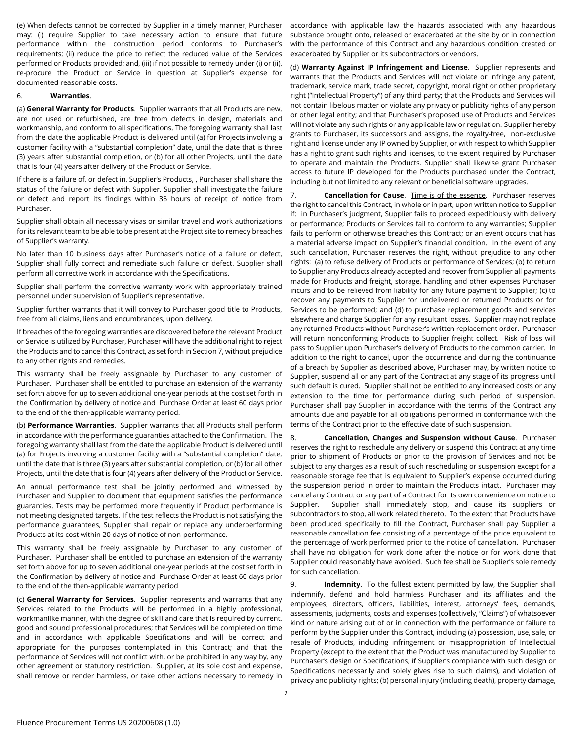(e) When defects cannot be corrected by Supplier in a timely manner, Purchaser may: (i) require Supplier to take necessary action to ensure that future performance within the construction period conforms to Purchaser's requirements; (ii) reduce the price to reflect the reduced value of the Services performed or Products provided; and, (iii) if not possible to remedy under (i) or (ii), re-procure the Product or Service in question at Supplier's expense for documented reasonable costs.

6. **Warranties**.

(a) **General Warranty for Products**. Supplier warrants that all Products are new, are not used or refurbished, are free from defects in design, materials and workmanship, and conform to all specifications, The foregoing warranty shall last from the date the applicable Product is delivered until (a) for Projects involving a customer facility with a "substantial completion" date, until the date that is three (3) years after substantial completion, or (b) for all other Projects, until the date that is four (4) years after delivery of the Product or Service.

If there is a failure of, or defect in, Supplier's Products, , Purchaser shall share the status of the failure or defect with Supplier. Supplier shall investigate the failure or defect and report its findings within 36 hours of receipt of notice from Purchaser.

Supplier shall obtain all necessary visas or similar travel and work authorizations for its relevant team to be able to be present at the Project site to remedy breaches of Supplier's warranty.

No later than 10 business days after Purchaser's notice of a failure or defect, Supplier shall fully correct and remediate such failure or defect. Supplier shall perform all corrective work in accordance with the Specifications.

Supplier shall perform the corrective warranty work with appropriately trained personnel under supervision of Supplier's representative.

Supplier further warrants that it will convey to Purchaser good title to Products, free from all claims, liens and encumbrances, upon delivery.

If breaches of the foregoing warranties are discovered before the relevant Product or Service is utilized by Purchaser, Purchaser will have the additional right to reject the Products and to cancel this Contract, as set forth in Section 7, without prejudice to any other rights and remedies.

This warranty shall be freely assignable by Purchaser to any customer of Purchaser. Purchaser shall be entitled to purchase an extension of the warranty set forth above for up to seven additional one-year periods at the cost set forth in the Confirmation by delivery of notice and Purchase Order at least 60 days prior to the end of the then-applicable warranty period.

(b) **Performance Warranties**. Supplier warrants that all Products shall perform in accordance with the performance guaranties attached to the Confirmation. The foregoing warranty shall last from the date the applicable Product is delivered until (a) for Projects involving a customer facility with a "substantial completion" date, until the date that is three (3) years after substantial completion, or (b) for all other Projects, until the date that is four (4) years after delivery of the Product or Service.

An annual performance test shall be jointly performed and witnessed by Purchaser and Supplier to document that equipment satisfies the performance guaranties. Tests may be performed more frequently if Product performance is not meeting designated targets. If the test reflects the Product is not satisfying the performance guarantees, Supplier shall repair or replace any underperforming Products at its cost within 20 days of notice of non-performance.

This warranty shall be freely assignable by Purchaser to any customer of Purchaser. Purchaser shall be entitled to purchase an extension of the warranty set forth above for up to seven additional one-year periods at the cost set forth in the Confirmation by delivery of notice and Purchase Order at least 60 days prior to the end of the then-applicable warranty period

(c) **General Warranty for Services**. Supplier represents and warrants that any Services related to the Products will be performed in a highly professional, workmanlike manner, with the degree of skill and care that is required by current, good and sound professional procedures; that Services will be completed on time and in accordance with applicable Specifications and will be correct and appropriate for the purposes contemplated in this Contract; and that the performance of Services will not conflict with, or be prohibited in any way by, any other agreement or statutory restriction. Supplier, at its sole cost and expense, shall remove or render harmless, or take other actions necessary to remedy in accordance with applicable law the hazards associated with any hazardous substance brought onto, released or exacerbated at the site by or in connection with the performance of this Contract and any hazardous condition created or exacerbated by Supplier or its subcontractors or vendors.

(d) **Warranty Against IP Infringement and License**. Supplier represents and warrants that the Products and Services will not violate or infringe any patent, trademark, service mark, trade secret, copyright, moral right or other proprietary right ("Intellectual Property") of any third party; that the Products and Services will not contain libelous matter or violate any privacy or publicity rights of any person or other legal entity; and that Purchaser's proposed use of Products and Services will not violate any such rights or any applicable law or regulation. Supplier hereby grants to Purchaser, its successors and assigns, the royalty-free, non-exclusive right and license under any IP owned by Supplier, or with respect to which Supplier has a right to grant such rights and licenses, to the extent required by Purchaser to operate and maintain the Products. Supplier shall likewise grant Purchaser access to future IP developed for the Products purchased under the Contract, including but not limited to any relevant or beneficial software upgrades.

7. **Cancellation for Cause**. Time is of the essence. Purchaser reserves the right to cancel this Contract, in whole or in part, upon written notice to Supplier if: in Purchaser's judgment, Supplier fails to proceed expeditiously with delivery or performance; Products or Services fail to conform to any warranties; Supplier fails to perform or otherwise breaches this Contract; or an event occurs that has a material adverse impact on Supplier's financial condition. In the event of any such cancellation, Purchaser reserves the right, without prejudice to any other rights: (a) to refuse delivery of Products or performance of Services; (b) to return to Supplier any Products already accepted and recover from Supplier all payments made for Products and freight, storage, handling and other expenses Purchaser incurs and to be relieved from liability for any future payment to Supplier; (c) to recover any payments to Supplier for undelivered or returned Products or for Services to be performed; and (d) to purchase replacement goods and services elsewhere and charge Supplier for any resultant losses. Supplier may not replace any returned Products without Purchaser's written replacement order. Purchaser will return nonconforming Products to Supplier freight collect. Risk of loss will pass to Supplier upon Purchaser's delivery of Products to the common carrier. In addition to the right to cancel, upon the occurrence and during the continuance of a breach by Supplier as described above, Purchaser may, by written notice to Supplier, suspend all or any part of the Contract at any stage of its progress until such default is cured. Supplier shall not be entitled to any increased costs or any extension to the time for performance during such period of suspension. Purchaser shall pay Supplier in accordance with the terms of the Contract any amounts due and payable for all obligations performed in conformance with the terms of the Contract prior to the effective date of such suspension.

8. **Cancellation, Changes and Suspension without Cause**. Purchaser reserves the right to reschedule any delivery or suspend this Contract at any time prior to shipment of Products or prior to the provision of Services and not be subject to any charges as a result of such rescheduling or suspension except for a reasonable storage fee that is equivalent to Supplier's expense occurred during the suspension period in order to maintain the Products intact. Purchaser may cancel any Contract or any part of a Contract for its own convenience on notice to Supplier. Supplier shall immediately stop, and cause its suppliers or subcontractors to stop, all work related thereto. To the extent that Products have been produced specifically to fill the Contract, Purchaser shall pay Supplier a reasonable cancellation fee consisting of a percentage of the price equivalent to the percentage of work performed prior to the notice of cancellation. Purchaser shall have no obligation for work done after the notice or for work done that Supplier could reasonably have avoided. Such fee shall be Supplier's sole remedy for such cancellation.

9. **Indemnity**. To the fullest extent permitted by law, the Supplier shall indemnify, defend and hold harmless Purchaser and its affiliates and the employees, directors, officers, liabilities, interest, attorneys' fees, demands, assessments, judgments, costs and expenses (collectively, "Claims") of whatsoever kind or nature arising out of or in connection with the performance or failure to perform by the Supplier under this Contract, including (a) possession, use, sale, or resale of Products, including infringement or misappropriation of Intellectual Property (except to the extent that the Product was manufactured by Supplier to Purchaser's design or Specifications, if Supplier's compliance with such design or Specifications necessarily and solely gives rise to such claims), and violation of privacy and publicity rights; (b) personal injury (including death), property damage,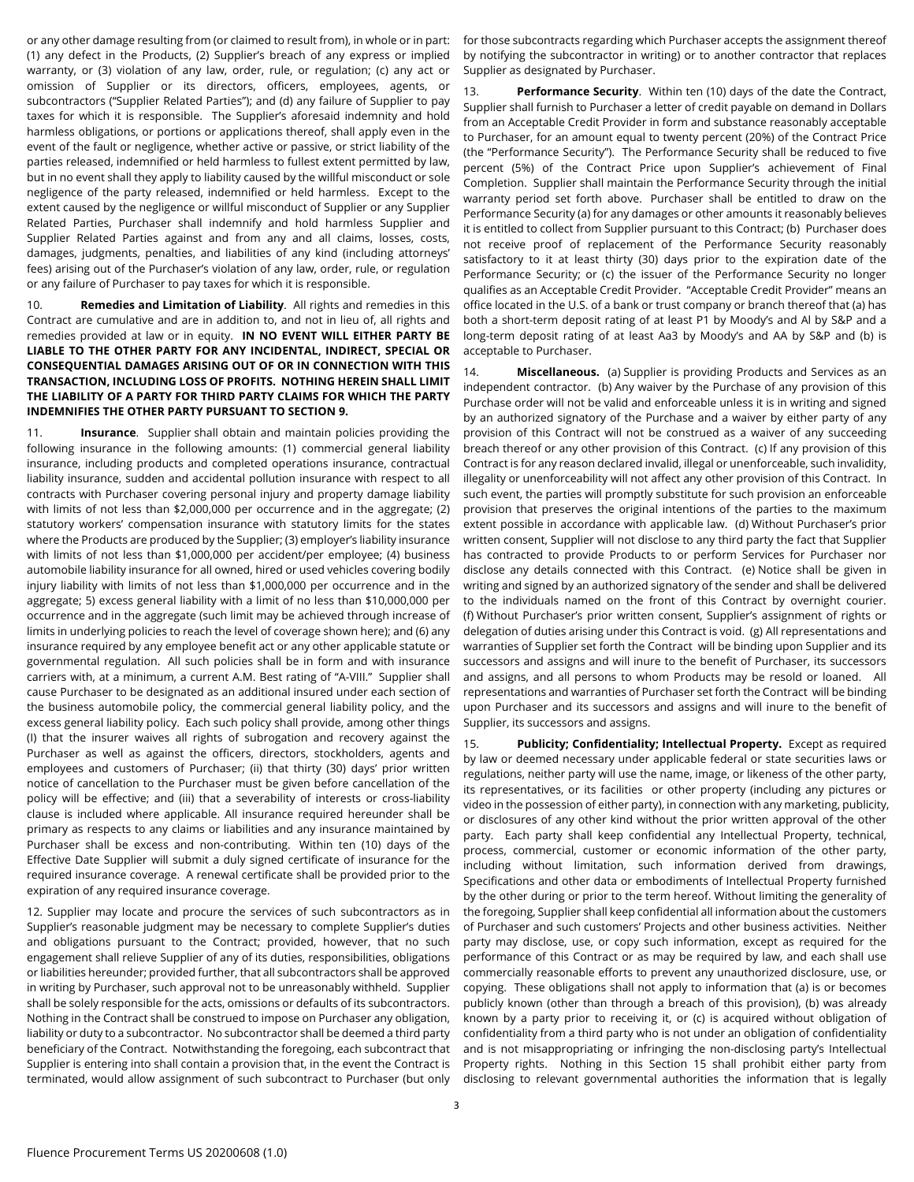or any other damage resulting from (or claimed to result from), in whole or in part: (1) any defect in the Products, (2) Supplier's breach of any express or implied warranty, or (3) violation of any law, order, rule, or regulation; (c) any act or omission of Supplier or its directors, officers, employees, agents, or subcontractors ("Supplier Related Parties"); and (d) any failure of Supplier to pay taxes for which it is responsible. The Supplier's aforesaid indemnity and hold harmless obligations, or portions or applications thereof, shall apply even in the event of the fault or negligence, whether active or passive, or strict liability of the parties released, indemnified or held harmless to fullest extent permitted by law, but in no event shall they apply to liability caused by the willful misconduct or sole negligence of the party released, indemnified or held harmless. Except to the extent caused by the negligence or willful misconduct of Supplier or any Supplier Related Parties, Purchaser shall indemnify and hold harmless Supplier and Supplier Related Parties against and from any and all claims, losses, costs, damages, judgments, penalties, and liabilities of any kind (including attorneys' fees) arising out of the Purchaser's violation of any law, order, rule, or regulation or any failure of Purchaser to pay taxes for which it is responsible.

10. **Remedies and Limitation of Liability**. All rights and remedies in this Contract are cumulative and are in addition to, and not in lieu of, all rights and remedies provided at law or in equity. **IN NO EVENT WILL EITHER PARTY BE LIABLE TO THE OTHER PARTY FOR ANY INCIDENTAL, INDIRECT, SPECIAL OR CONSEQUENTIAL DAMAGES ARISING OUT OF OR IN CONNECTION WITH THIS TRANSACTION, INCLUDING LOSS OF PROFITS. NOTHING HEREIN SHALL LIMIT THE LIABILITY OF A PARTY FOR THIRD PARTY CLAIMS FOR WHICH THE PARTY INDEMNIFIES THE OTHER PARTY PURSUANT TO SECTION 9.**

11. **Insurance**. Supplier shall obtain and maintain policies providing the following insurance in the following amounts: (1) commercial general liability insurance, including products and completed operations insurance, contractual liability insurance, sudden and accidental pollution insurance with respect to all contracts with Purchaser covering personal injury and property damage liability with limits of not less than $2,000,000 per occurrence and in the aggregate; (2) statutory workers' compensation insurance with statutory limits for the states where the Products are produced by the Supplier; (3) employer's liability insurance with limits of not less than $1,000,000 per accident/per employee; (4) business automobile liability insurance for all owned, hired or used vehicles covering bodily injury liability with limits of not less than $1,000,000 per occurrence and in the aggregate; 5) excess general liability with a limit of no less than $10,000,000 per occurrence and in the aggregate (such limit may be achieved through increase of limits in underlying policies to reach the level of coverage shown here); and (6) any insurance required by any employee benefit act or any other applicable statute or governmental regulation. All such policies shall be in form and with insurance carriers with, at a minimum, a current A.M. Best rating of "A-VIII." Supplier shall cause Purchaser to be designated as an additional insured under each section of the business automobile policy, the commercial general liability policy, and the excess general liability policy. Each such policy shall provide, among other things (I) that the insurer waives all rights of subrogation and recovery against the Purchaser as well as against the officers, directors, stockholders, agents and employees and customers of Purchaser; (ii) that thirty (30) days' prior written notice of cancellation to the Purchaser must be given before cancellation of the policy will be effective; and (iii) that a severability of interests or cross-liability clause is included where applicable. All insurance required hereunder shall be primary as respects to any claims or liabilities and any insurance maintained by Purchaser shall be excess and non-contributing. Within ten (10) days of the Effective Date Supplier will submit a duly signed certificate of insurance for the required insurance coverage. A renewal certificate shall be provided prior to the expiration of any required insurance coverage.

12. Supplier may locate and procure the services of such subcontractors as in Supplier's reasonable judgment may be necessary to complete Supplier's duties and obligations pursuant to the Contract; provided, however, that no such engagement shall relieve Supplier of any of its duties, responsibilities, obligations or liabilities hereunder; provided further, that all subcontractors shall be approved in writing by Purchaser, such approval not to be unreasonably withheld. Supplier shall be solely responsible for the acts, omissions or defaults of its subcontractors. Nothing in the Contract shall be construed to impose on Purchaser any obligation, liability or duty to a subcontractor. No subcontractor shall be deemed a third party beneficiary of the Contract. Notwithstanding the foregoing, each subcontract that Supplier is entering into shall contain a provision that, in the event the Contract is terminated, would allow assignment of such subcontract to Purchaser (but only for those subcontracts regarding which Purchaser accepts the assignment thereof by notifying the subcontractor in writing) or to another contractor that replaces Supplier as designated by Purchaser.

13. **Performance Security**. Within ten (10) days of the date the Contract, Supplier shall furnish to Purchaser a letter of credit payable on demand in Dollars from an Acceptable Credit Provider in form and substance reasonably acceptable to Purchaser, for an amount equal to twenty percent (20%) of the Contract Price (the "Performance Security"). The Performance Security shall be reduced to five percent (5%) of the Contract Price upon Supplier's achievement of Final Completion. Supplier shall maintain the Performance Security through the initial warranty period set forth above. Purchaser shall be entitled to draw on the Performance Security (a) for any damages or other amounts it reasonably believes it is entitled to collect from Supplier pursuant to this Contract; (b) Purchaser does not receive proof of replacement of the Performance Security reasonably satisfactory to it at least thirty (30) days prior to the expiration date of the Performance Security; or (c) the issuer of the Performance Security no longer qualifies as an Acceptable Credit Provider. "Acceptable Credit Provider" means an office located in the U.S. of a bank or trust company or branch thereof that (a) has both a short-term deposit rating of at least P1 by Moody's and Al by S&P and a long-term deposit rating of at least Aa3 by Moody's and AA by S&P and (b) is acceptable to Purchaser.

14. **Miscellaneous.** (a) Supplier is providing Products and Services as an independent contractor. (b) Any waiver by the Purchase of any provision of this Purchase order will not be valid and enforceable unless it is in writing and signed by an authorized signatory of the Purchase and a waiver by either party of any provision of this Contract will not be construed as a waiver of any succeeding breach thereof or any other provision of this Contract. (c) If any provision of this Contract is for any reason declared invalid, illegal or unenforceable, such invalidity, illegality or unenforceability will not affect any other provision of this Contract. In such event, the parties will promptly substitute for such provision an enforceable provision that preserves the original intentions of the parties to the maximum extent possible in accordance with applicable law. (d) Without Purchaser's prior written consent, Supplier will not disclose to any third party the fact that Supplier has contracted to provide Products to or perform Services for Purchaser nor disclose any details connected with this Contract. (e) Notice shall be given in writing and signed by an authorized signatory of the sender and shall be delivered to the individuals named on the front of this Contract by overnight courier. (f) Without Purchaser's prior written consent, Supplier's assignment of rights or delegation of duties arising under this Contract is void. (g) All representations and warranties of Supplier set forth the Contract will be binding upon Supplier and its successors and assigns and will inure to the benefit of Purchaser, its successors and assigns, and all persons to whom Products may be resold or loaned. All representations and warranties of Purchaser set forth the Contract will be binding upon Purchaser and its successors and assigns and will inure to the benefit of Supplier, its successors and assigns.

15. **Publicity; Confidentiality; Intellectual Property.** Except as required by law or deemed necessary under applicable federal or state securities laws or regulations, neither party will use the name, image, or likeness of the other party, its representatives, or its facilities or other property (including any pictures or video in the possession of either party), in connection with any marketing, publicity, or disclosures of any other kind without the prior written approval of the other party. Each party shall keep confidential any Intellectual Property, technical, process, commercial, customer or economic information of the other party, including without limitation, such information derived from drawings, Specifications and other data or embodiments of Intellectual Property furnished by the other during or prior to the term hereof. Without limiting the generality of the foregoing, Supplier shall keep confidential all information about the customers of Purchaser and such customers' Projects and other business activities. Neither party may disclose, use, or copy such information, except as required for the performance of this Contract or as may be required by law, and each shall use commercially reasonable efforts to prevent any unauthorized disclosure, use, or copying. These obligations shall not apply to information that (a) is or becomes publicly known (other than through a breach of this provision), (b) was already known by a party prior to receiving it, or (c) is acquired without obligation of confidentiality from a third party who is not under an obligation of confidentiality and is not misappropriating or infringing the non-disclosing party's Intellectual Property rights. Nothing in this Section 15 shall prohibit either party from disclosing to relevant governmental authorities the information that is legally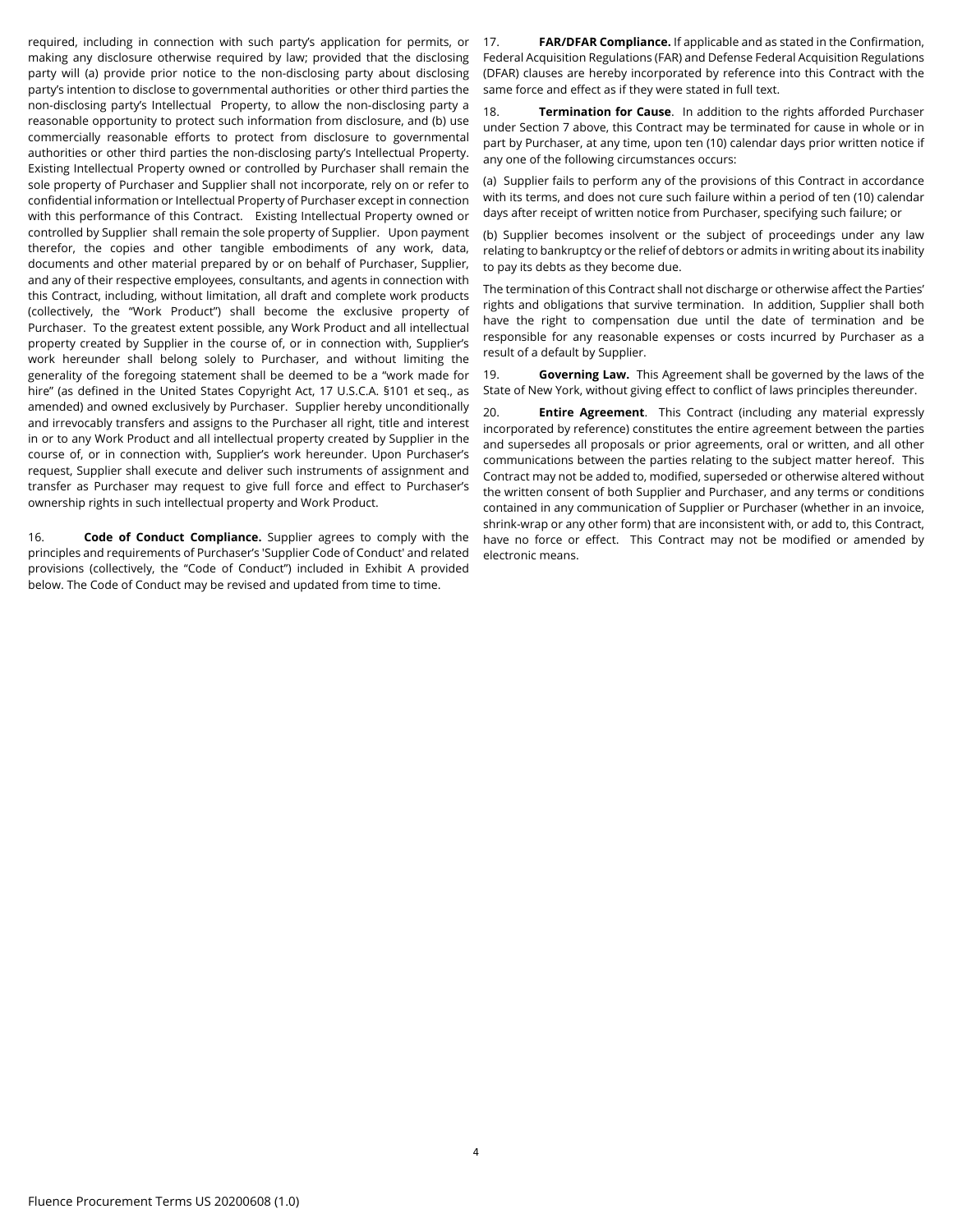required, including in connection with such party's application for permits, or making any disclosure otherwise required by law; provided that the disclosing party will (a) provide prior notice to the non-disclosing party about disclosing party's intention to disclose to governmental authorities or other third parties the non-disclosing party's Intellectual Property, to allow the non-disclosing party a reasonable opportunity to protect such information from disclosure, and (b) use commercially reasonable efforts to protect from disclosure to governmental authorities or other third parties the non-disclosing party's Intellectual Property. Existing Intellectual Property owned or controlled by Purchaser shall remain the sole property of Purchaser and Supplier shall not incorporate, rely on or refer to confidential information or Intellectual Property of Purchaser except in connection with this performance of this Contract. Existing Intellectual Property owned or controlled by Supplier shall remain the sole property of Supplier. Upon payment therefor, the copies and other tangible embodiments of any work, data, documents and other material prepared by or on behalf of Purchaser, Supplier, and any of their respective employees, consultants, and agents in connection with this Contract, including, without limitation, all draft and complete work products (collectively, the "Work Product") shall become the exclusive property of Purchaser. To the greatest extent possible, any Work Product and all intellectual property created by Supplier in the course of, or in connection with, Supplier's work hereunder shall belong solely to Purchaser, and without limiting the generality of the foregoing statement shall be deemed to be a "work made for hire" (as defined in the United States Copyright Act, 17 U.S.C.A. §101 et seq., as amended) and owned exclusively by Purchaser. Supplier hereby unconditionally and irrevocably transfers and assigns to the Purchaser all right, title and interest in or to any Work Product and all intellectual property created by Supplier in the course of, or in connection with, Supplier's work hereunder. Upon Purchaser's request, Supplier shall execute and deliver such instruments of assignment and transfer as Purchaser may request to give full force and effect to Purchaser's ownership rights in such intellectual property and Work Product.

16. **Code of Conduct Compliance.** Supplier agrees to comply with the principles and requirements of Purchaser's 'Supplier Code of Conduct' and related provisions (collectively, the "Code of Conduct") included in Exhibit A provided below. The Code of Conduct may be revised and updated from time to time.

17. **FAR/DFAR Compliance.** If applicable and as stated in the Confirmation, Federal Acquisition Regulations (FAR) and Defense Federal Acquisition Regulations (DFAR) clauses are hereby incorporated by reference into this Contract with the same force and effect as if they were stated in full text.

18. **Termination for Cause**. In addition to the rights afforded Purchaser under Section 7 above, this Contract may be terminated for cause in whole or in part by Purchaser, at any time, upon ten (10) calendar days prior written notice if any one of the following circumstances occurs:

(a) Supplier fails to perform any of the provisions of this Contract in accordance with its terms, and does not cure such failure within a period of ten (10) calendar days after receipt of written notice from Purchaser, specifying such failure; or

(b) Supplier becomes insolvent or the subject of proceedings under any law relating to bankruptcy or the relief of debtors or admits in writing about its inability to pay its debts as they become due.

The termination of this Contract shall not discharge or otherwise affect the Parties' rights and obligations that survive termination. In addition, Supplier shall both have the right to compensation due until the date of termination and be responsible for any reasonable expenses or costs incurred by Purchaser as a result of a default by Supplier.

19. **Governing Law.** This Agreement shall be governed by the laws of the State of New York, without giving effect to conflict of laws principles thereunder.

20. **Entire Agreement**. This Contract (including any material expressly incorporated by reference) constitutes the entire agreement between the parties and supersedes all proposals or prior agreements, oral or written, and all other communications between the parties relating to the subject matter hereof. This Contract may not be added to, modified, superseded or otherwise altered without the written consent of both Supplier and Purchaser, and any terms or conditions contained in any communication of Supplier or Purchaser (whether in an invoice, shrink-wrap or any other form) that are inconsistent with, or add to, this Contract, have no force or effect. This Contract may not be modified or amended by electronic means.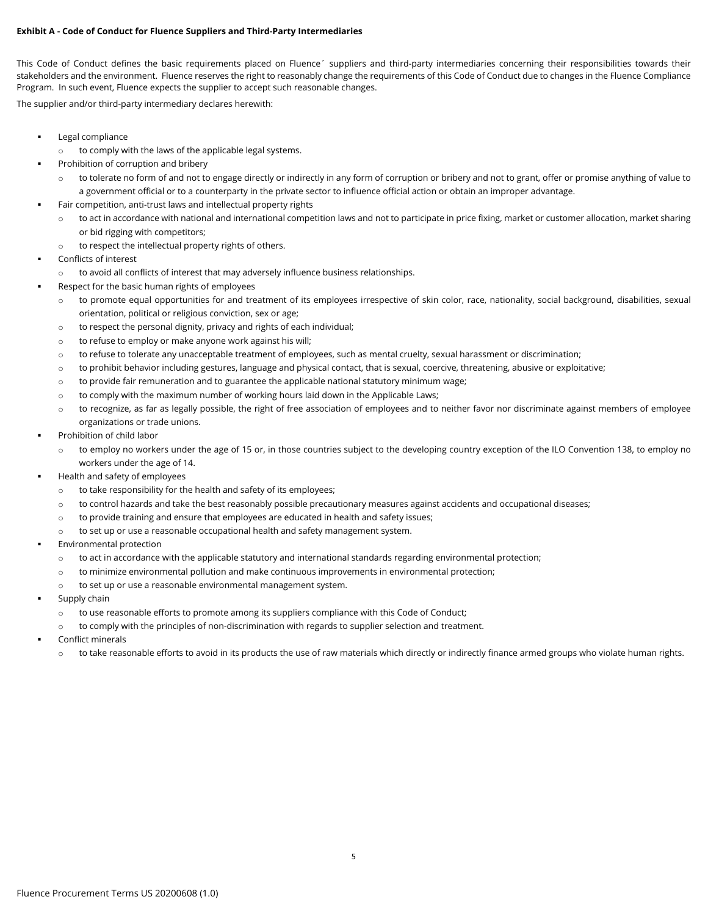**Exhibit A - Code of Conduct for Fluence Suppliers and Third-Party Intermediaries**

This Code of Conduct defines the basic requirements placed on Fluence´ suppliers and third-party intermediaries concerning their responsibilities towards their stakeholders and the environment. Fluence reserves the right to reasonably change the requirements of this Code of Conduct due to changes in the Fluence Compliance Program. In such event, Fluence expects the supplier to accept such reasonable changes.

The supplier and/or third-party intermediary declares herewith:

- Legal compliance
  - to comply with the laws of the applicable legal systems.
- Prohibition of corruption and bribery
  - to tolerate no form of and not to engage directly or indirectly in any form of corruption or bribery and not to grant, offer or promise anything of value to a government official or to a counterparty in the private sector to influence official action or obtain an improper advantage.
- Fair competition, anti-trust laws and intellectual property rights
  - to act in accordance with national and international competition laws and not to participate in price fixing, market or customer allocation, market sharing or bid rigging with competitors;
  - to respect the intellectual property rights of others.
- Conflicts of interest
  - to avoid all conflicts of interest that may adversely influence business relationships.
- Respect for the basic human rights of employees
  - to promote equal opportunities for and treatment of its employees irrespective of skin color, race, nationality, social background, disabilities, sexual orientation, political or religious conviction, sex or age;
  - to respect the personal dignity, privacy and rights of each individual;
  - to refuse to employ or make anyone work against his will;
  - to refuse to tolerate any unacceptable treatment of employees, such as mental cruelty, sexual harassment or discrimination;
  - to prohibit behavior including gestures, language and physical contact, that is sexual, coercive, threatening, abusive or exploitative;
  - to provide fair remuneration and to guarantee the applicable national statutory minimum wage;
  - to comply with the maximum number of working hours laid down in the Applicable Laws;
  - to recognize, as far as legally possible, the right of free association of employees and to neither favor nor discriminate against members of employee organizations or trade unions.
- Prohibition of child labor
  - to employ no workers under the age of 15 or, in those countries subject to the developing country exception of the ILO Convention 138, to employ no workers under the age of 14.
- Health and safety of employees
  - to take responsibility for the health and safety of its employees;
  - to control hazards and take the best reasonably possible precautionary measures against accidents and occupational diseases;
  - to provide training and ensure that employees are educated in health and safety issues;
  - to set up or use a reasonable occupational health and safety management system.
- Environmental protection
  - to act in accordance with the applicable statutory and international standards regarding environmental protection;
  - to minimize environmental pollution and make continuous improvements in environmental protection;
  - to set up or use a reasonable environmental management system.
- Supply chain
  - to use reasonable efforts to promote among its suppliers compliance with this Code of Conduct;
  - to comply with the principles of non-discrimination with regards to supplier selection and treatment.
- Conflict minerals
  - to take reasonable efforts to avoid in its products the use of raw materials which directly or indirectly finance armed groups who violate human rights.